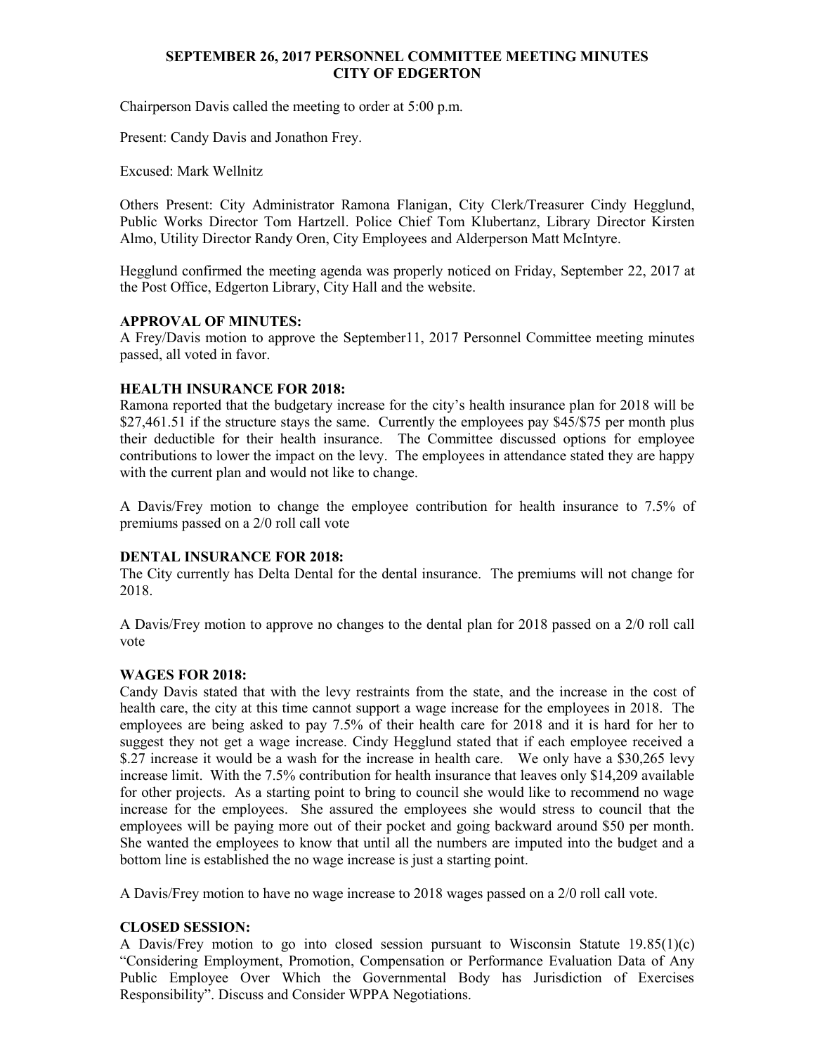# SEPTEMBER 26, 2017 PERSONNEL COMMITTEE MEETING MINUTES
# CITY OF EDGERTON

Chairperson Davis called the meeting to order at 5:00 p.m.

Present: Candy Davis and Jonathon Frey.

Excused: Mark Wellnitz

Others Present: City Administrator Ramona Flanigan, City Clerk/Treasurer Cindy Hegglund, Public Works Director Tom Hartzell. Police Chief Tom Klubertanz, Library Director Kirsten Almo, Utility Director Randy Oren, City Employees and Alderperson Matt McIntyre.

Hegglund confirmed the meeting agenda was properly noticed on Friday, September 22, 2017 at the Post Office, Edgerton Library, City Hall and the website.

## APPROVAL OF MINUTES:

A Frey/Davis motion to approve the September11, 2017 Personnel Committee meeting minutes passed, all voted in favor.

## HEALTH INSURANCE FOR 2018:

Ramona reported that the budgetary increase for the city's health insurance plan for 2018 will be $27,461.51 if the structure stays the same. Currently the employees pay $45/$75 per month plus their deductible for their health insurance. The Committee discussed options for employee contributions to lower the impact on the levy. The employees in attendance stated they are happy with the current plan and would not like to change.

A Davis/Frey motion to change the employee contribution for health insurance to 7.5% of premiums passed on a 2/0 roll call vote

## DENTAL INSURANCE FOR 2018:

The City currently has Delta Dental for the dental insurance. The premiums will not change for 2018.

A Davis/Frey motion to approve no changes to the dental plan for 2018 passed on a 2/0 roll call vote

## WAGES FOR 2018:

Candy Davis stated that with the levy restraints from the state, and the increase in the cost of health care, the city at this time cannot support a wage increase for the employees in 2018. The employees are being asked to pay 7.5% of their health care for 2018 and it is hard for her to suggest they not get a wage increase. Cindy Hegglund stated that if each employee received a $.27 increase it would be a wash for the increase in health care. We only have a $30,265 levy increase limit. With the 7.5% contribution for health insurance that leaves only $14,209 available for other projects. As a starting point to bring to council she would like to recommend no wage increase for the employees. She assured the employees she would stress to council that the employees will be paying more out of their pocket and going backward around $50 per month. She wanted the employees to know that until all the numbers are imputed into the budget and a bottom line is established the no wage increase is just a starting point.

A Davis/Frey motion to have no wage increase to 2018 wages passed on a 2/0 roll call vote.

## CLOSED SESSION:

A Davis/Frey motion to go into closed session pursuant to Wisconsin Statute 19.85(1)(c) "Considering Employment, Promotion, Compensation or Performance Evaluation Data of Any Public Employee Over Which the Governmental Body has Jurisdiction of Exercises Responsibility". Discuss and Consider WPPA Negotiations.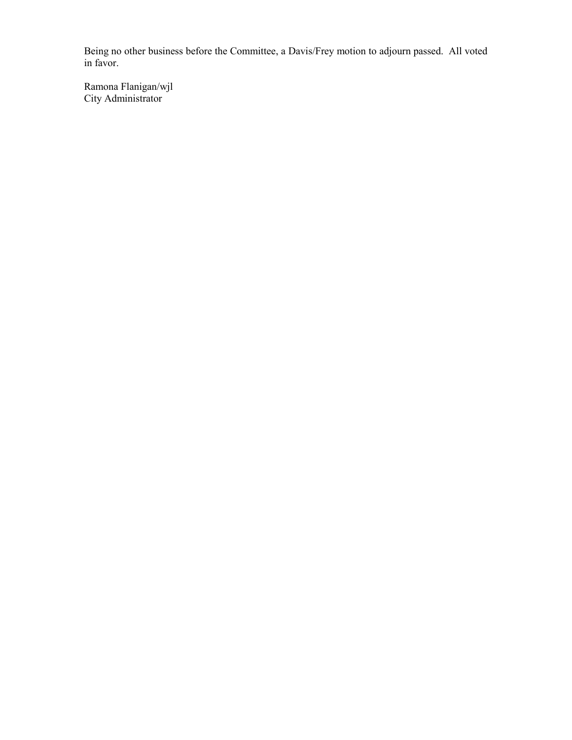Being no other business before the Committee, a Davis/Frey motion to adjourn passed. All voted in favor.

Ramona Flanigan/wjl  
City Administrator